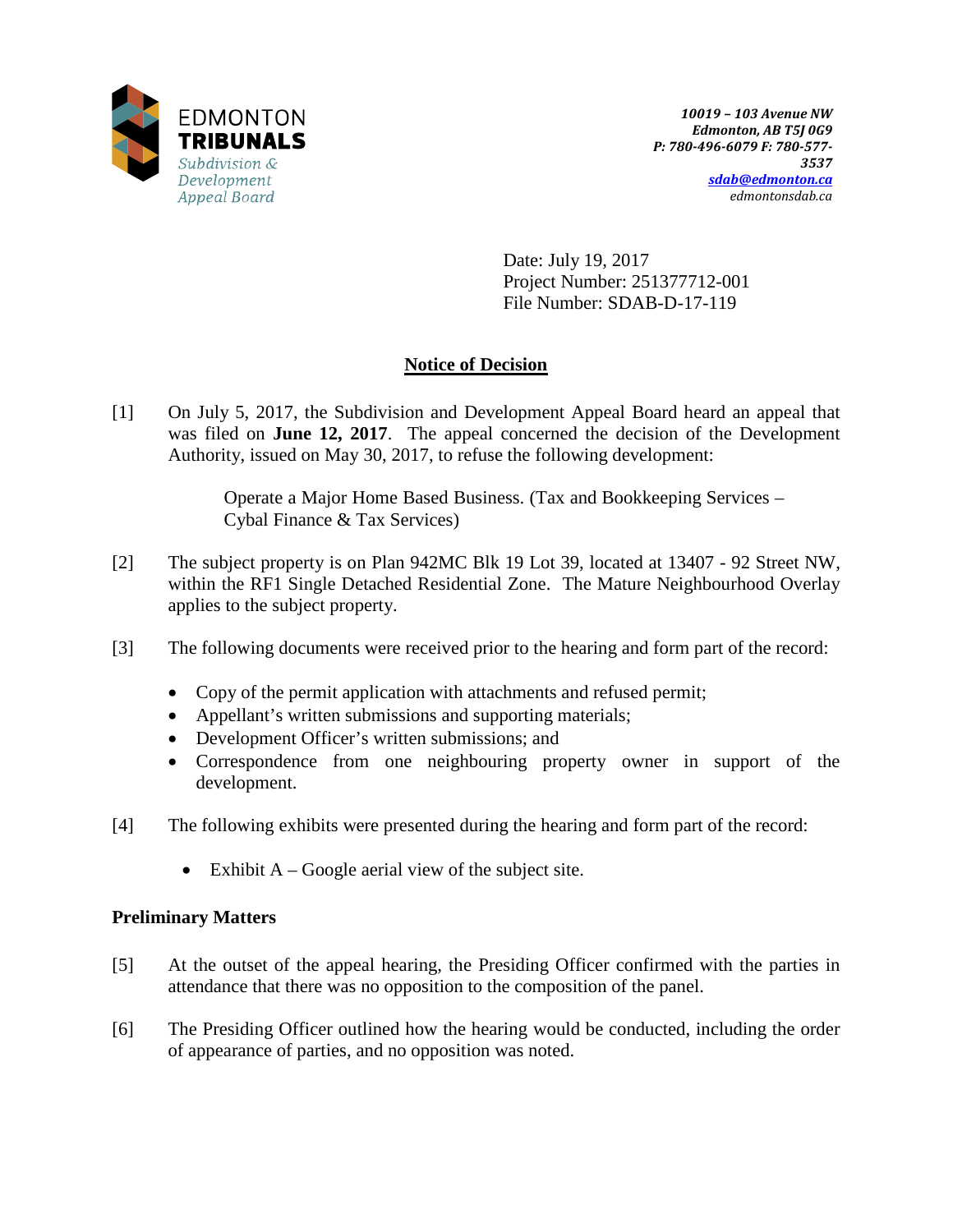EDMONTON
**TRIBUNALS**
*Subdivision & Development Appeal Board*

***10019 – 103 Avenue NW***
***Edmonton, AB T5J 0G9***
***P: 780-496-6079 F: 780-577-3537***
***sdab@edmonton.ca***
*edmontonsdab.ca*

Date: July 19, 2017
Project Number: 251377712-001
File Number: SDAB-D-17-119

## Notice of Decision

[1] On July 5, 2017, the Subdivision and Development Appeal Board heard an appeal that was filed on **June 12, 2017**. The appeal concerned the decision of the Development Authority, issued on May 30, 2017, to refuse the following development:

> Operate a Major Home Based Business. (Tax and Bookkeeping Services – Cybal Finance & Tax Services)

[2] The subject property is on Plan 942MC Blk 19 Lot 39, located at 13407 - 92 Street NW, within the RF1 Single Detached Residential Zone. The Mature Neighbourhood Overlay applies to the subject property.

[3] The following documents were received prior to the hearing and form part of the record:

- Copy of the permit application with attachments and refused permit;
- Appellant's written submissions and supporting materials;
- Development Officer's written submissions; and
- Correspondence from one neighbouring property owner in support of the development.

[4] The following exhibits were presented during the hearing and form part of the record:

- Exhibit A – Google aerial view of the subject site.

### Preliminary Matters

[5] At the outset of the appeal hearing, the Presiding Officer confirmed with the parties in attendance that there was no opposition to the composition of the panel.

[6] The Presiding Officer outlined how the hearing would be conducted, including the order of appearance of parties, and no opposition was noted.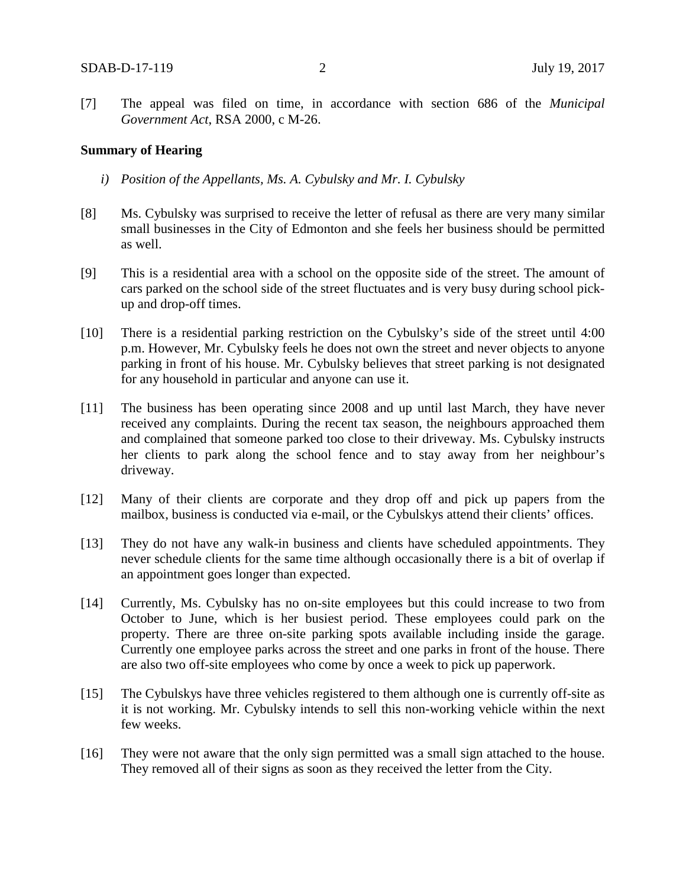[7] The appeal was filed on time, in accordance with section 686 of the *Municipal Government Act*, RSA 2000, c M-26.

**Summary of Hearing**

*i) Position of the Appellants, Ms. A. Cybulsky and Mr. I. Cybulsky*

[8] Ms. Cybulsky was surprised to receive the letter of refusal as there are very many similar small businesses in the City of Edmonton and she feels her business should be permitted as well.

[9] This is a residential area with a school on the opposite side of the street. The amount of cars parked on the school side of the street fluctuates and is very busy during school pick-up and drop-off times.

[10] There is a residential parking restriction on the Cybulsky's side of the street until 4:00 p.m. However, Mr. Cybulsky feels he does not own the street and never objects to anyone parking in front of his house. Mr. Cybulsky believes that street parking is not designated for any household in particular and anyone can use it.

[11] The business has been operating since 2008 and up until last March, they have never received any complaints. During the recent tax season, the neighbours approached them and complained that someone parked too close to their driveway. Ms. Cybulsky instructs her clients to park along the school fence and to stay away from her neighbour's driveway.

[12] Many of their clients are corporate and they drop off and pick up papers from the mailbox, business is conducted via e-mail, or the Cybulskys attend their clients' offices.

[13] They do not have any walk-in business and clients have scheduled appointments. They never schedule clients for the same time although occasionally there is a bit of overlap if an appointment goes longer than expected.

[14] Currently, Ms. Cybulsky has no on-site employees but this could increase to two from October to June, which is her busiest period. These employees could park on the property. There are three on-site parking spots available including inside the garage. Currently one employee parks across the street and one parks in front of the house. There are also two off-site employees who come by once a week to pick up paperwork.

[15] The Cybulskys have three vehicles registered to them although one is currently off-site as it is not working. Mr. Cybulsky intends to sell this non-working vehicle within the next few weeks.

[16] They were not aware that the only sign permitted was a small sign attached to the house. They removed all of their signs as soon as they received the letter from the City.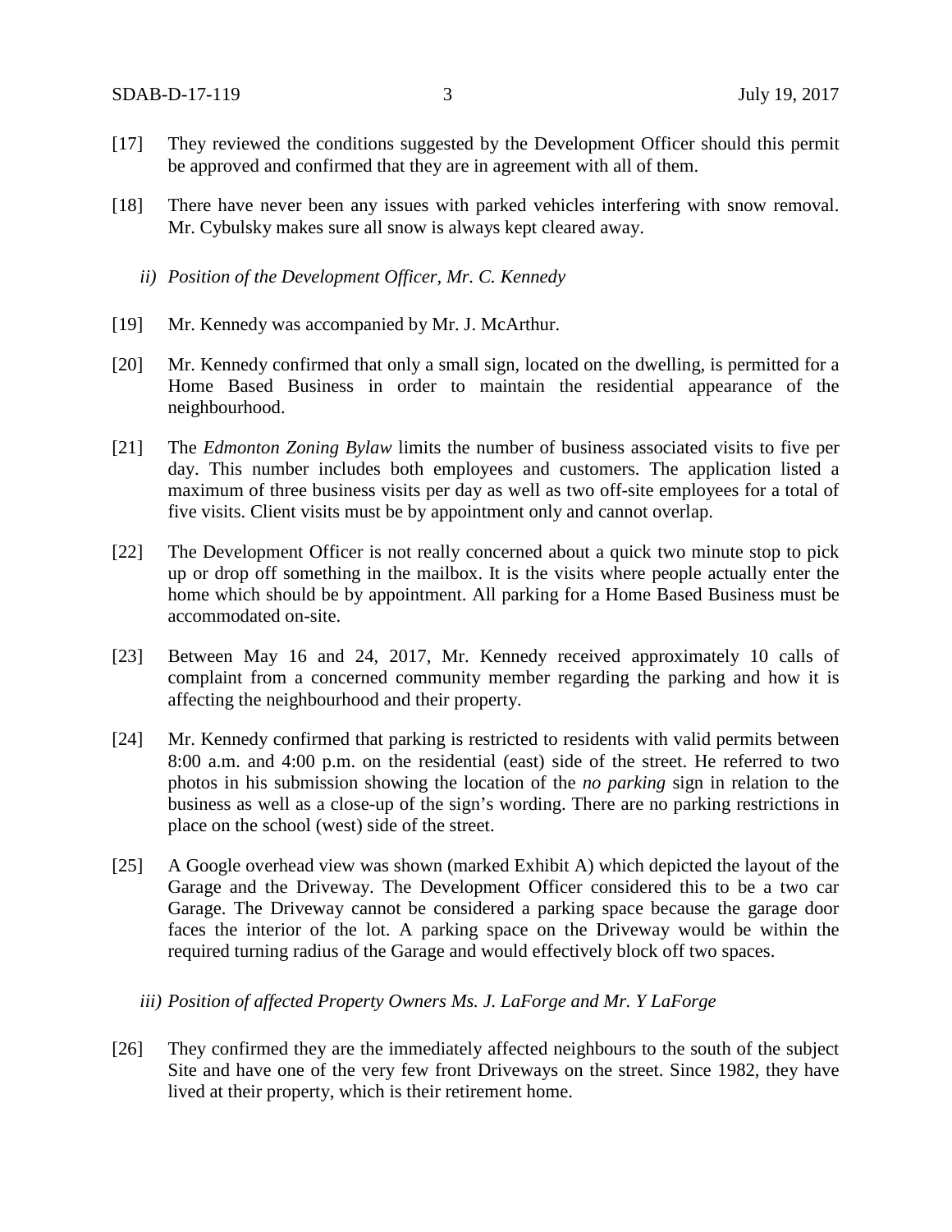[17] They reviewed the conditions suggested by the Development Officer should this permit be approved and confirmed that they are in agreement with all of them.

[18] There have never been any issues with parked vehicles interfering with snow removal. Mr. Cybulsky makes sure all snow is always kept cleared away.

*ii) Position of the Development Officer, Mr. C. Kennedy*

[19] Mr. Kennedy was accompanied by Mr. J. McArthur.

[20] Mr. Kennedy confirmed that only a small sign, located on the dwelling, is permitted for a Home Based Business in order to maintain the residential appearance of the neighbourhood.

[21] The *Edmonton Zoning Bylaw* limits the number of business associated visits to five per day. This number includes both employees and customers. The application listed a maximum of three business visits per day as well as two off-site employees for a total of five visits. Client visits must be by appointment only and cannot overlap.

[22] The Development Officer is not really concerned about a quick two minute stop to pick up or drop off something in the mailbox. It is the visits where people actually enter the home which should be by appointment. All parking for a Home Based Business must be accommodated on-site.

[23] Between May 16 and 24, 2017, Mr. Kennedy received approximately 10 calls of complaint from a concerned community member regarding the parking and how it is affecting the neighbourhood and their property.

[24] Mr. Kennedy confirmed that parking is restricted to residents with valid permits between 8:00 a.m. and 4:00 p.m. on the residential (east) side of the street. He referred to two photos in his submission showing the location of the *no parking* sign in relation to the business as well as a close-up of the sign's wording. There are no parking restrictions in place on the school (west) side of the street.

[25] A Google overhead view was shown (marked Exhibit A) which depicted the layout of the Garage and the Driveway. The Development Officer considered this to be a two car Garage. The Driveway cannot be considered a parking space because the garage door faces the interior of the lot. A parking space on the Driveway would be within the required turning radius of the Garage and would effectively block off two spaces.

*iii) Position of affected Property Owners Ms. J. LaForge and Mr. Y LaForge*

[26] They confirmed they are the immediately affected neighbours to the south of the subject Site and have one of the very few front Driveways on the street. Since 1982, they have lived at their property, which is their retirement home.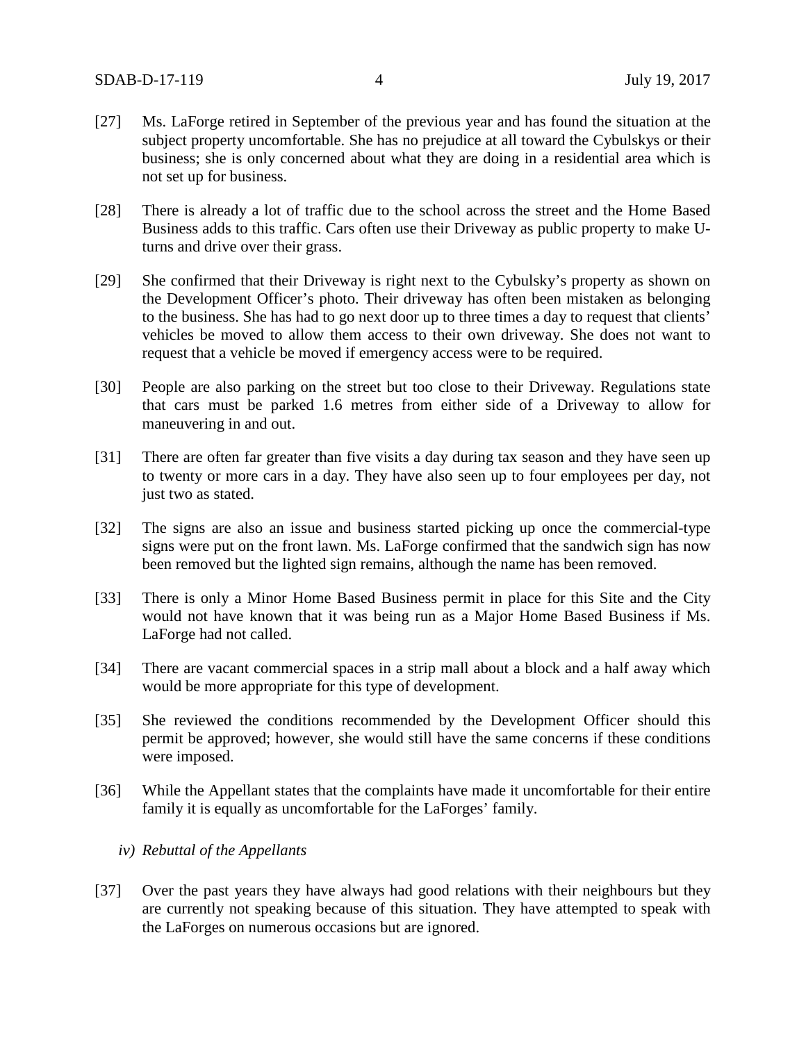[27] Ms. LaForge retired in September of the previous year and has found the situation at the subject property uncomfortable. She has no prejudice at all toward the Cybulskys or their business; she is only concerned about what they are doing in a residential area which is not set up for business.

[28] There is already a lot of traffic due to the school across the street and the Home Based Business adds to this traffic. Cars often use their Driveway as public property to make U-turns and drive over their grass.

[29] She confirmed that their Driveway is right next to the Cybulsky's property as shown on the Development Officer's photo. Their driveway has often been mistaken as belonging to the business. She has had to go next door up to three times a day to request that clients' vehicles be moved to allow them access to their own driveway. She does not want to request that a vehicle be moved if emergency access were to be required.

[30] People are also parking on the street but too close to their Driveway. Regulations state that cars must be parked 1.6 metres from either side of a Driveway to allow for maneuvering in and out.

[31] There are often far greater than five visits a day during tax season and they have seen up to twenty or more cars in a day. They have also seen up to four employees per day, not just two as stated.

[32] The signs are also an issue and business started picking up once the commercial-type signs were put on the front lawn. Ms. LaForge confirmed that the sandwich sign has now been removed but the lighted sign remains, although the name has been removed.

[33] There is only a Minor Home Based Business permit in place for this Site and the City would not have known that it was being run as a Major Home Based Business if Ms. LaForge had not called.

[34] There are vacant commercial spaces in a strip mall about a block and a half away which would be more appropriate for this type of development.

[35] She reviewed the conditions recommended by the Development Officer should this permit be approved; however, she would still have the same concerns if these conditions were imposed.

[36] While the Appellant states that the complaints have made it uncomfortable for their entire family it is equally as uncomfortable for the LaForges' family.

*iv) Rebuttal of the Appellants*

[37] Over the past years they have always had good relations with their neighbours but they are currently not speaking because of this situation. They have attempted to speak with the LaForges on numerous occasions but are ignored.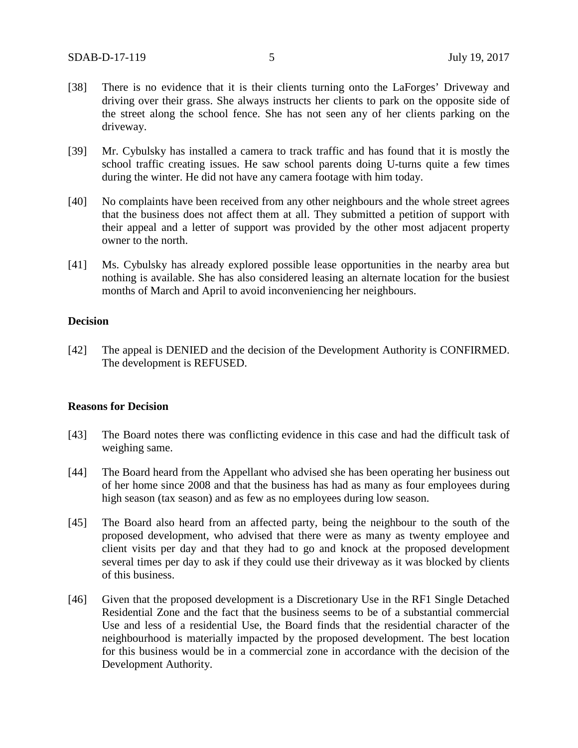[38] There is no evidence that it is their clients turning onto the LaForges' Driveway and driving over their grass. She always instructs her clients to park on the opposite side of the street along the school fence. She has not seen any of her clients parking on the driveway.

[39] Mr. Cybulsky has installed a camera to track traffic and has found that it is mostly the school traffic creating issues. He saw school parents doing U-turns quite a few times during the winter. He did not have any camera footage with him today.

[40] No complaints have been received from any other neighbours and the whole street agrees that the business does not affect them at all. They submitted a petition of support with their appeal and a letter of support was provided by the other most adjacent property owner to the north.

[41] Ms. Cybulsky has already explored possible lease opportunities in the nearby area but nothing is available. She has also considered leasing an alternate location for the busiest months of March and April to avoid inconveniencing her neighbours.

**Decision**

[42] The appeal is DENIED and the decision of the Development Authority is CONFIRMED. The development is REFUSED.

**Reasons for Decision**

[43] The Board notes there was conflicting evidence in this case and had the difficult task of weighing same.

[44] The Board heard from the Appellant who advised she has been operating her business out of her home since 2008 and that the business has had as many as four employees during high season (tax season) and as few as no employees during low season.

[45] The Board also heard from an affected party, being the neighbour to the south of the proposed development, who advised that there were as many as twenty employee and client visits per day and that they had to go and knock at the proposed development several times per day to ask if they could use their driveway as it was blocked by clients of this business.

[46] Given that the proposed development is a Discretionary Use in the RF1 Single Detached Residential Zone and the fact that the business seems to be of a substantial commercial Use and less of a residential Use, the Board finds that the residential character of the neighbourhood is materially impacted by the proposed development. The best location for this business would be in a commercial zone in accordance with the decision of the Development Authority.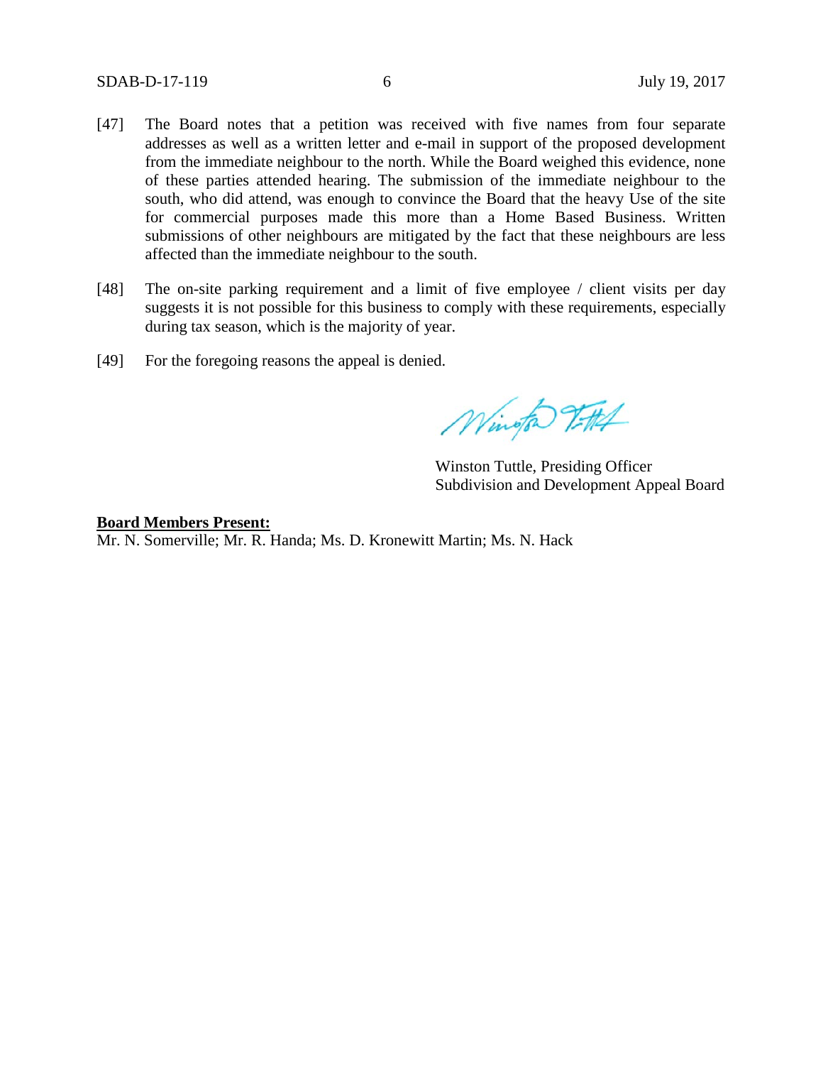[47] The Board notes that a petition was received with five names from four separate addresses as well as a written letter and e-mail in support of the proposed development from the immediate neighbour to the north. While the Board weighed this evidence, none of these parties attended hearing. The submission of the immediate neighbour to the south, who did attend, was enough to convince the Board that the heavy Use of the site for commercial purposes made this more than a Home Based Business. Written submissions of other neighbours are mitigated by the fact that these neighbours are less affected than the immediate neighbour to the south.

[48] The on-site parking requirement and a limit of five employee / client visits per day suggests it is not possible for this business to comply with these requirements, especially during tax season, which is the majority of year.

[49] For the foregoing reasons the appeal is denied.

Winston Tuttle, Presiding Officer
Subdivision and Development Appeal Board

**Board Members Present:**
Mr. N. Somerville; Mr. R. Handa; Ms. D. Kronewitt Martin; Ms. N. Hack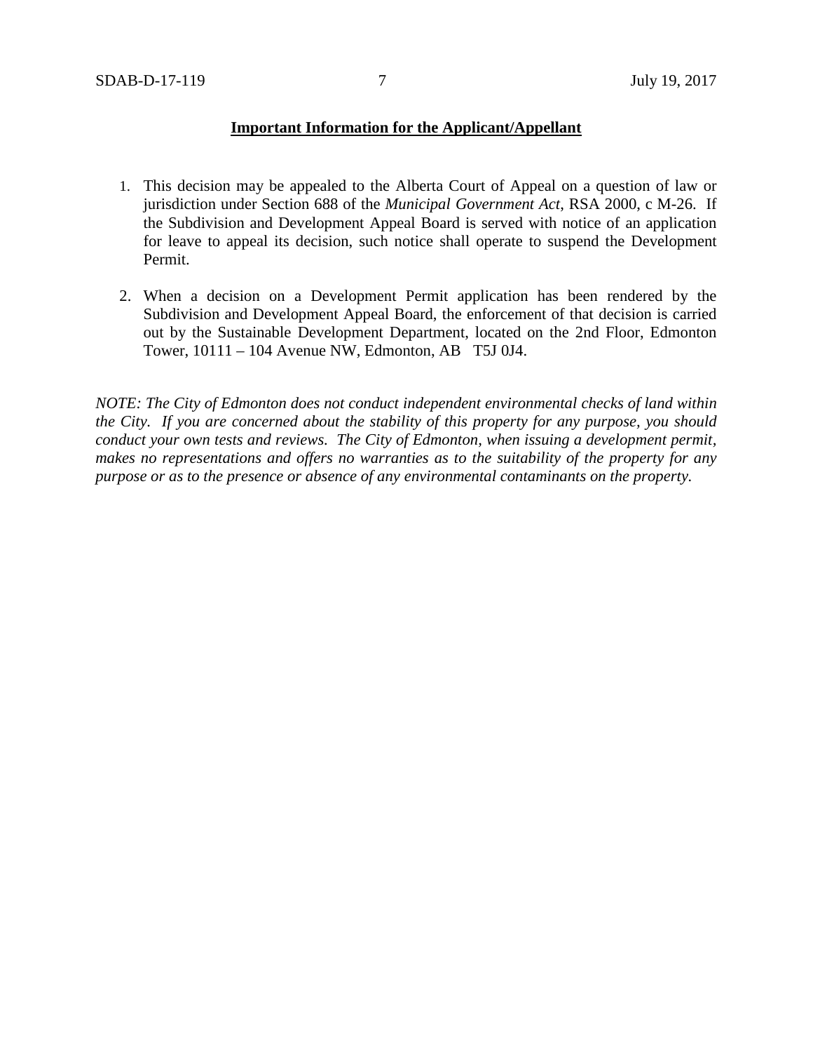**Important Information for the Applicant/Appellant**

1. This decision may be appealed to the Alberta Court of Appeal on a question of law or jurisdiction under Section 688 of the *Municipal Government Act*, RSA 2000, c M-26. If the Subdivision and Development Appeal Board is served with notice of an application for leave to appeal its decision, such notice shall operate to suspend the Development Permit.

2. When a decision on a Development Permit application has been rendered by the Subdivision and Development Appeal Board, the enforcement of that decision is carried out by the Sustainable Development Department, located on the 2nd Floor, Edmonton Tower, 10111 – 104 Avenue NW, Edmonton, AB T5J 0J4.

*NOTE: The City of Edmonton does not conduct independent environmental checks of land within the City. If you are concerned about the stability of this property for any purpose, you should conduct your own tests and reviews. The City of Edmonton, when issuing a development permit, makes no representations and offers no warranties as to the suitability of the property for any purpose or as to the presence or absence of any environmental contaminants on the property.*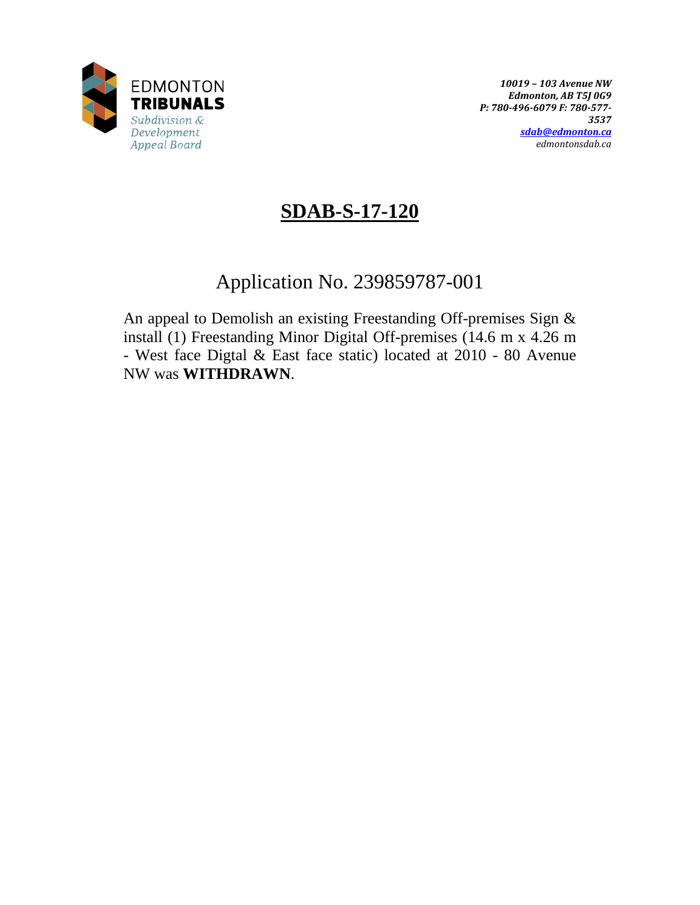EDMONTON
**TRIBUNALS**
*Subdivision & Development Appeal Board*

*10019 – 103 Avenue NW*
*Edmonton, AB T5J 0G9*
*P: 780-496-6079 F: 780-577-3537*
*sdab@edmonton.ca*
*edmontonsdab.ca*

# SDAB-S-17-120

## Application No. 239859787-001

An appeal to Demolish an existing Freestanding Off-premises Sign & install (1) Freestanding Minor Digital Off-premises (14.6 m x 4.26 m - West face Digtal & East face static) located at 2010 - 80 Avenue NW was **WITHDRAWN**.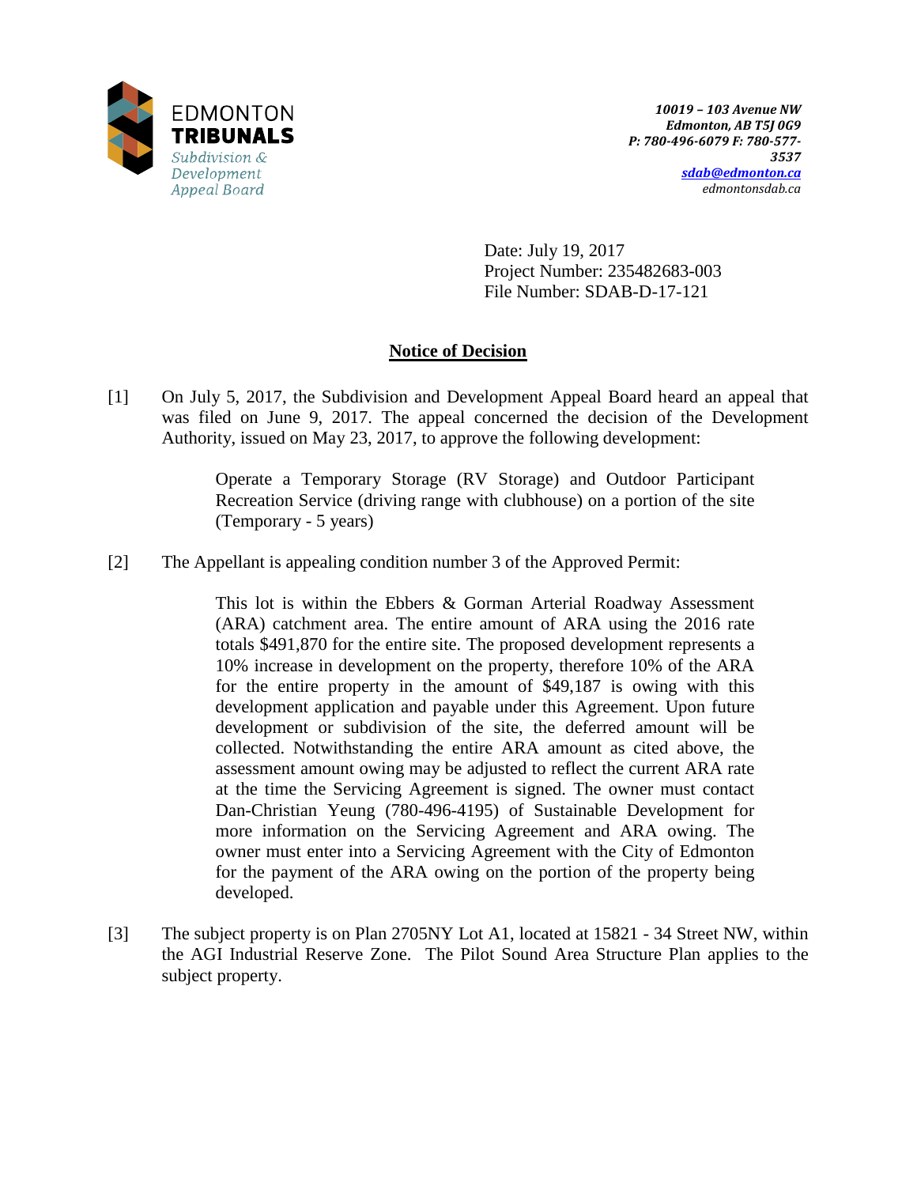EDMONTON
**TRIBUNALS**
*Subdivision & Development Appeal Board*

*10019 – 103 Avenue NW*
*Edmonton, AB T5J 0G9*
*P: 780-496-6079 F: 780-577-3537*
*sdab@edmonton.ca*
*edmontonsdab.ca*

Date: July 19, 2017
Project Number: 235482683-003
File Number: SDAB-D-17-121

## Notice of Decision

[1] On July 5, 2017, the Subdivision and Development Appeal Board heard an appeal that was filed on June 9, 2017. The appeal concerned the decision of the Development Authority, issued on May 23, 2017, to approve the following development:

> Operate a Temporary Storage (RV Storage) and Outdoor Participant Recreation Service (driving range with clubhouse) on a portion of the site (Temporary - 5 years)

[2] The Appellant is appealing condition number 3 of the Approved Permit:

> This lot is within the Ebbers & Gorman Arterial Roadway Assessment (ARA) catchment area. The entire amount of ARA using the 2016 rate totals $491,870 for the entire site. The proposed development represents a 10% increase in development on the property, therefore 10% of the ARA for the entire property in the amount of $49,187 is owing with this development application and payable under this Agreement. Upon future development or subdivision of the site, the deferred amount will be collected. Notwithstanding the entire ARA amount as cited above, the assessment amount owing may be adjusted to reflect the current ARA rate at the time the Servicing Agreement is signed. The owner must contact Dan-Christian Yeung (780-496-4195) of Sustainable Development for more information on the Servicing Agreement and ARA owing. The owner must enter into a Servicing Agreement with the City of Edmonton for the payment of the ARA owing on the portion of the property being developed.

[3] The subject property is on Plan 2705NY Lot A1, located at 15821 - 34 Street NW, within the AGI Industrial Reserve Zone. The Pilot Sound Area Structure Plan applies to the subject property.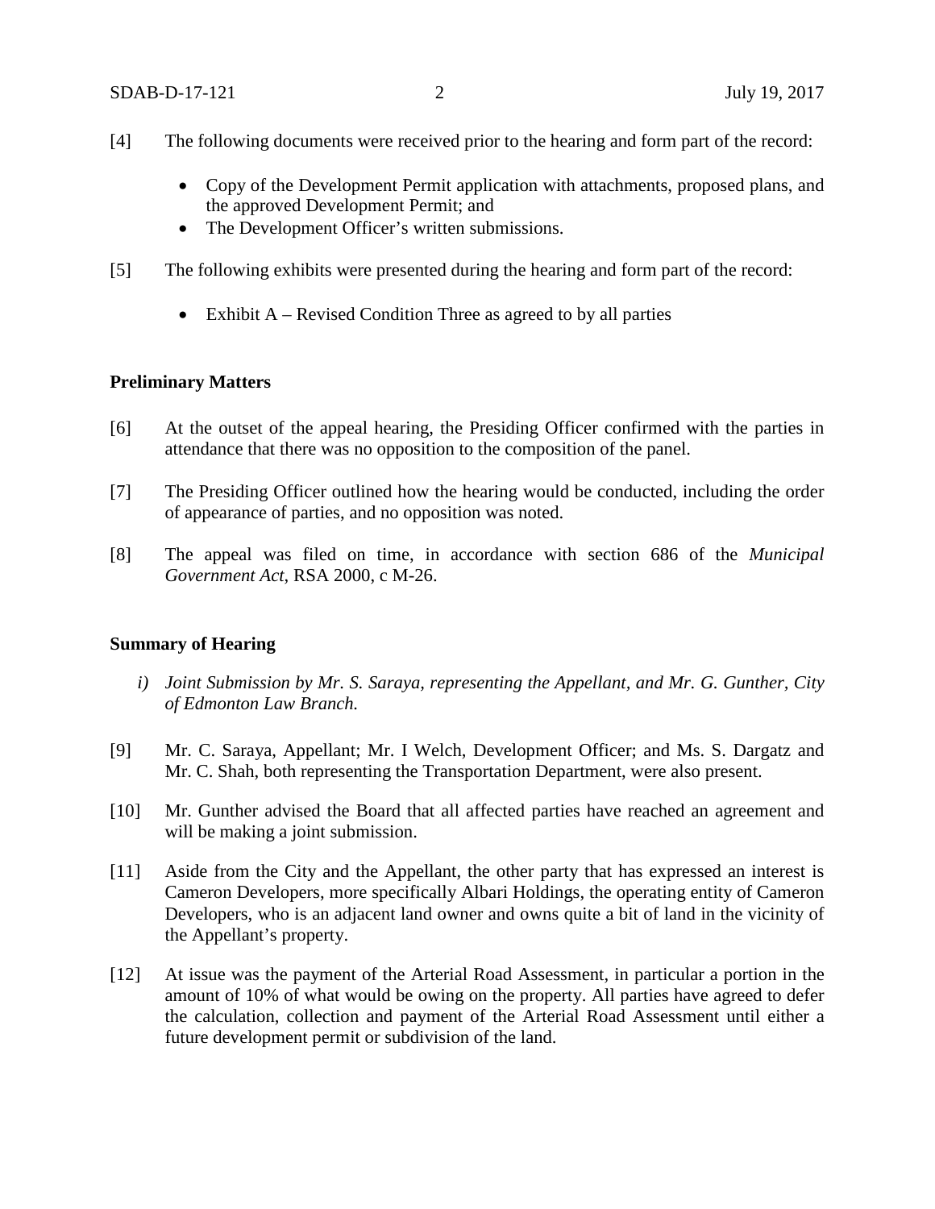[4] The following documents were received prior to the hearing and form part of the record:

- Copy of the Development Permit application with attachments, proposed plans, and the approved Development Permit; and
- The Development Officer's written submissions.

[5] The following exhibits were presented during the hearing and form part of the record:

- Exhibit A – Revised Condition Three as agreed to by all parties

**Preliminary Matters**

[6] At the outset of the appeal hearing, the Presiding Officer confirmed with the parties in attendance that there was no opposition to the composition of the panel.

[7] The Presiding Officer outlined how the hearing would be conducted, including the order of appearance of parties, and no opposition was noted.

[8] The appeal was filed on time, in accordance with section 686 of the *Municipal Government Act*, RSA 2000, c M-26.

**Summary of Hearing**

*i) Joint Submission by Mr. S. Saraya, representing the Appellant, and Mr. G. Gunther, City of Edmonton Law Branch.*

[9] Mr. C. Saraya, Appellant; Mr. I Welch, Development Officer; and Ms. S. Dargatz and Mr. C. Shah, both representing the Transportation Department, were also present.

[10] Mr. Gunther advised the Board that all affected parties have reached an agreement and will be making a joint submission.

[11] Aside from the City and the Appellant, the other party that has expressed an interest is Cameron Developers, more specifically Albari Holdings, the operating entity of Cameron Developers, who is an adjacent land owner and owns quite a bit of land in the vicinity of the Appellant's property.

[12] At issue was the payment of the Arterial Road Assessment, in particular a portion in the amount of 10% of what would be owing on the property. All parties have agreed to defer the calculation, collection and payment of the Arterial Road Assessment until either a future development permit or subdivision of the land.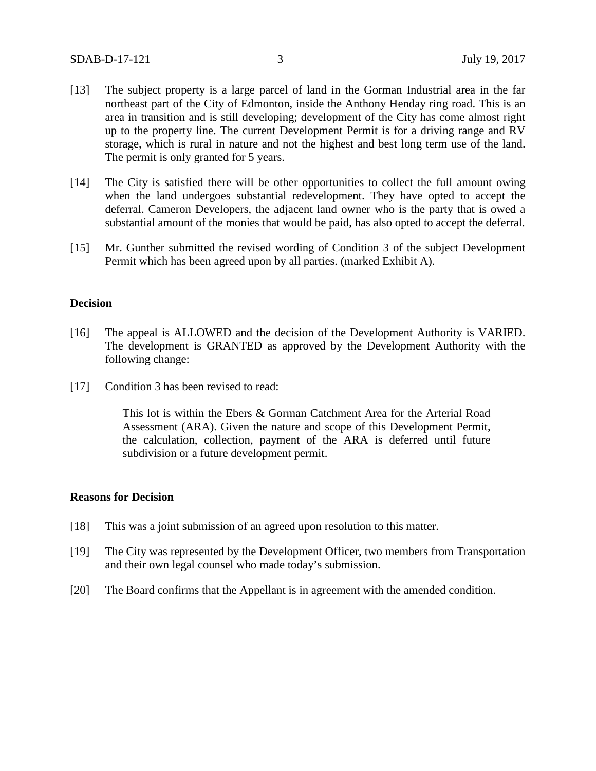[13] The subject property is a large parcel of land in the Gorman Industrial area in the far northeast part of the City of Edmonton, inside the Anthony Henday ring road. This is an area in transition and is still developing; development of the City has come almost right up to the property line. The current Development Permit is for a driving range and RV storage, which is rural in nature and not the highest and best long term use of the land. The permit is only granted for 5 years.

[14] The City is satisfied there will be other opportunities to collect the full amount owing when the land undergoes substantial redevelopment. They have opted to accept the deferral. Cameron Developers, the adjacent land owner who is the party that is owed a substantial amount of the monies that would be paid, has also opted to accept the deferral.

[15] Mr. Gunther submitted the revised wording of Condition 3 of the subject Development Permit which has been agreed upon by all parties. (marked Exhibit A).

## Decision

[16] The appeal is ALLOWED and the decision of the Development Authority is VARIED. The development is GRANTED as approved by the Development Authority with the following change:

[17] Condition 3 has been revised to read:

> This lot is within the Ebers & Gorman Catchment Area for the Arterial Road Assessment (ARA). Given the nature and scope of this Development Permit, the calculation, collection, payment of the ARA is deferred until future subdivision or a future development permit.

## Reasons for Decision

[18] This was a joint submission of an agreed upon resolution to this matter.

[19] The City was represented by the Development Officer, two members from Transportation and their own legal counsel who made today's submission.

[20] The Board confirms that the Appellant is in agreement with the amended condition.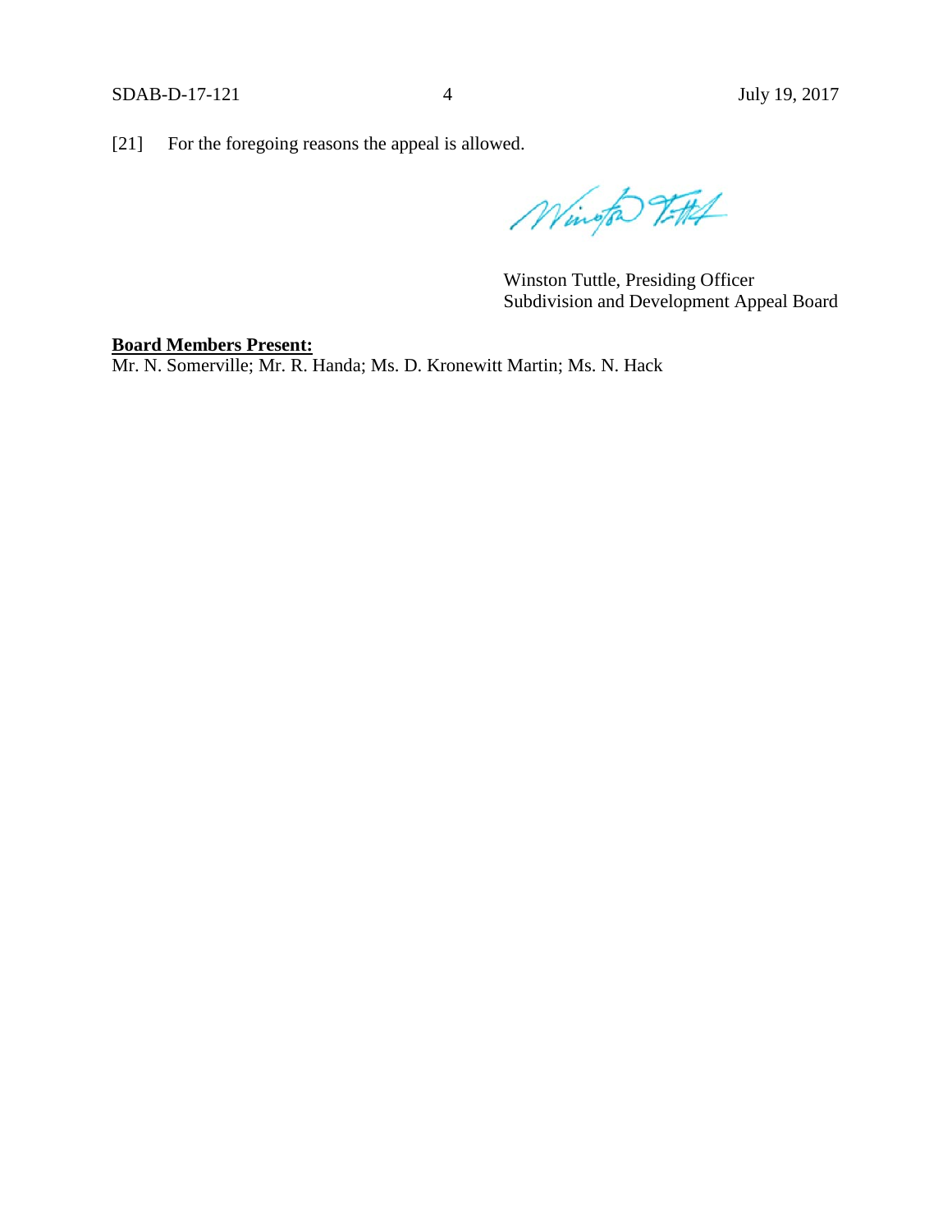[21] For the foregoing reasons the appeal is allowed.

Winston Tuttle, Presiding Officer
Subdivision and Development Appeal Board

**Board Members Present:**
Mr. N. Somerville; Mr. R. Handa; Ms. D. Kronewitt Martin; Ms. N. Hack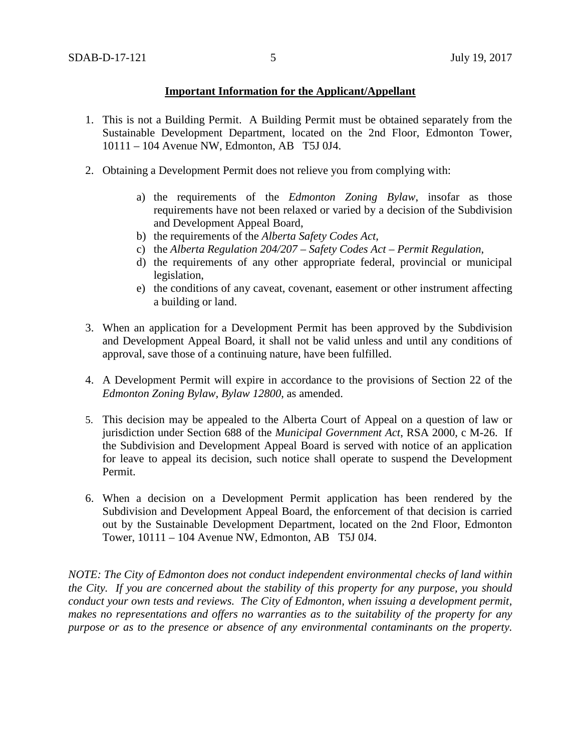**Important Information for the Applicant/Appellant**

1. This is not a Building Permit. A Building Permit must be obtained separately from the Sustainable Development Department, located on the 2nd Floor, Edmonton Tower, 10111 – 104 Avenue NW, Edmonton, AB T5J 0J4.

2. Obtaining a Development Permit does not relieve you from complying with:

   a) the requirements of the *Edmonton Zoning Bylaw*, insofar as those requirements have not been relaxed or varied by a decision of the Subdivision and Development Appeal Board,
   b) the requirements of the *Alberta Safety Codes Act*,
   c) the *Alberta Regulation 204/207 – Safety Codes Act – Permit Regulation*,
   d) the requirements of any other appropriate federal, provincial or municipal legislation,
   e) the conditions of any caveat, covenant, easement or other instrument affecting a building or land.

3. When an application for a Development Permit has been approved by the Subdivision and Development Appeal Board, it shall not be valid unless and until any conditions of approval, save those of a continuing nature, have been fulfilled.

4. A Development Permit will expire in accordance to the provisions of Section 22 of the *Edmonton Zoning Bylaw, Bylaw 12800*, as amended.

5. This decision may be appealed to the Alberta Court of Appeal on a question of law or jurisdiction under Section 688 of the *Municipal Government Act*, RSA 2000, c M-26. If the Subdivision and Development Appeal Board is served with notice of an application for leave to appeal its decision, such notice shall operate to suspend the Development Permit.

6. When a decision on a Development Permit application has been rendered by the Subdivision and Development Appeal Board, the enforcement of that decision is carried out by the Sustainable Development Department, located on the 2nd Floor, Edmonton Tower, 10111 – 104 Avenue NW, Edmonton, AB T5J 0J4.

*NOTE: The City of Edmonton does not conduct independent environmental checks of land within the City. If you are concerned about the stability of this property for any purpose, you should conduct your own tests and reviews. The City of Edmonton, when issuing a development permit, makes no representations and offers no warranties as to the suitability of the property for any purpose or as to the presence or absence of any environmental contaminants on the property.*